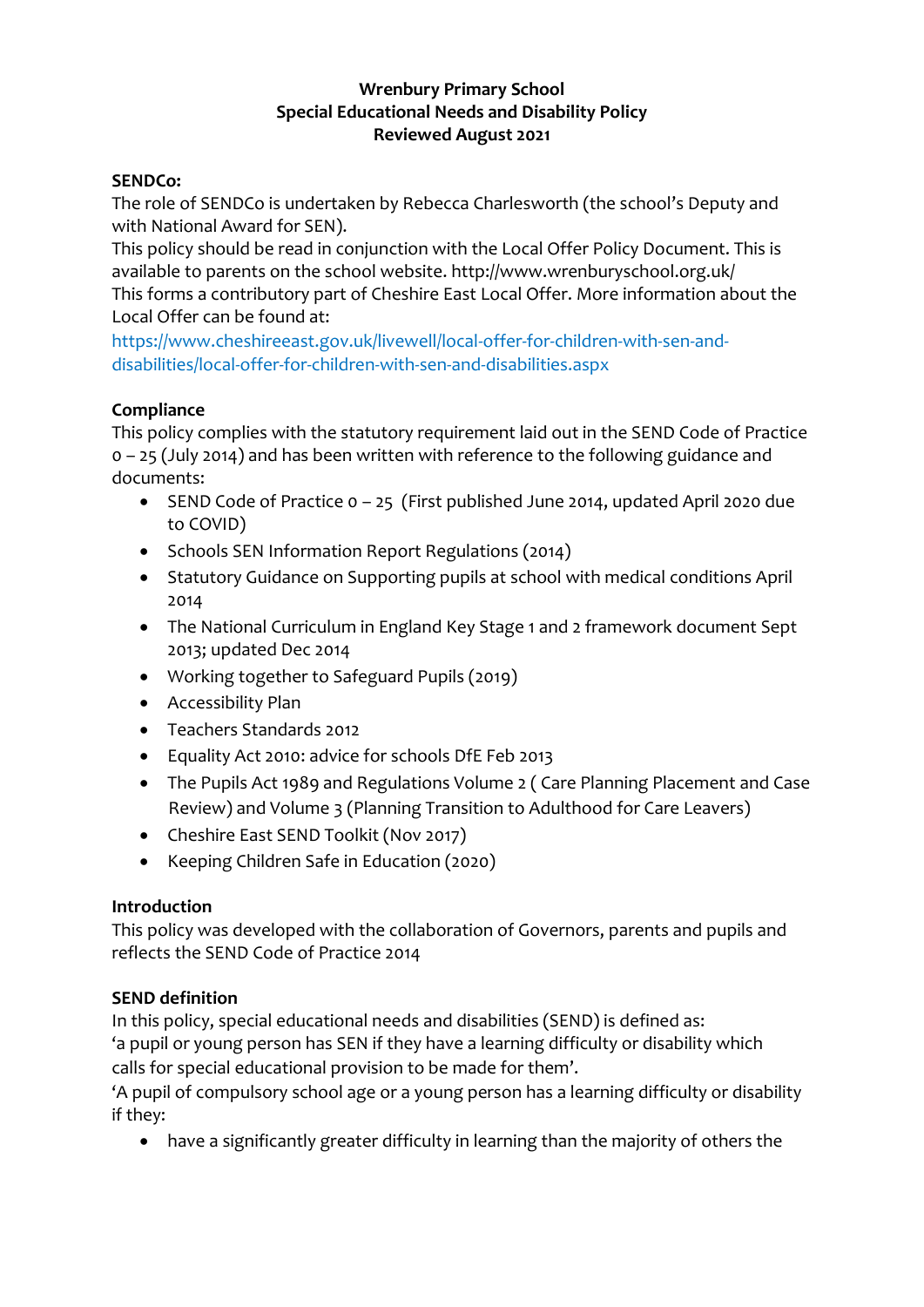# Wrenbury Primary School
## Special Educational Needs and Disability Policy
## Reviewed August 2021

**SENDCo:**

The role of SENDCo is undertaken by Rebecca Charlesworth (the school's Deputy and with National Award for SEN).

This policy should be read in conjunction with the Local Offer Policy Document. This is available to parents on the school website. http://www.wrenburyschool.org.uk/

This forms a contributory part of Cheshire East Local Offer. More information about the Local Offer can be found at:

https://www.cheshireeast.gov.uk/livewell/local-offer-for-children-with-sen-and-disabilities/local-offer-for-children-with-sen-and-disabilities.aspx

**Compliance**

This policy complies with the statutory requirement laid out in the SEND Code of Practice 0 – 25 (July 2014) and has been written with reference to the following guidance and documents:

- SEND Code of Practice 0 – 25 (First published June 2014, updated April 2020 due to COVID)
- Schools SEN Information Report Regulations (2014)
- Statutory Guidance on Supporting pupils at school with medical conditions April 2014
- The National Curriculum in England Key Stage 1 and 2 framework document Sept 2013; updated Dec 2014
- Working together to Safeguard Pupils (2019)
- Accessibility Plan
- Teachers Standards 2012
- Equality Act 2010: advice for schools DfE Feb 2013
- The Pupils Act 1989 and Regulations Volume 2 ( Care Planning Placement and Case Review) and Volume 3 (Planning Transition to Adulthood for Care Leavers)
- Cheshire East SEND Toolkit (Nov 2017)
- Keeping Children Safe in Education (2020)

**Introduction**

This policy was developed with the collaboration of Governors, parents and pupils and reflects the SEND Code of Practice 2014

**SEND definition**

In this policy, special educational needs and disabilities (SEND) is defined as:

'a pupil or young person has SEN if they have a learning difficulty or disability which calls for special educational provision to be made for them'.

'A pupil of compulsory school age or a young person has a learning difficulty or disability if they:

- have a significantly greater difficulty in learning than the majority of others the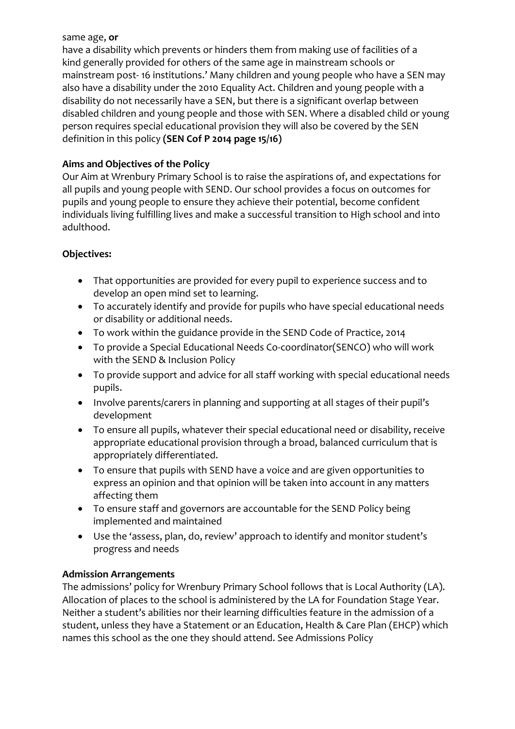same age, **or**

have a disability which prevents or hinders them from making use of facilities of a kind generally provided for others of the same age in mainstream schools or mainstream post- 16 institutions.' Many children and young people who have a SEN may also have a disability under the 2010 Equality Act. Children and young people with a disability do not necessarily have a SEN, but there is a significant overlap between disabled children and young people and those with SEN. Where a disabled child or young person requires special educational provision they will also be covered by the SEN definition in this policy **(SEN Cof P 2014 page 15/16)**

**Aims and Objectives of the Policy**

Our Aim at Wrenbury Primary School is to raise the aspirations of, and expectations for all pupils and young people with SEND. Our school provides a focus on outcomes for pupils and young people to ensure they achieve their potential, become confident individuals living fulfilling lives and make a successful transition to High school and into adulthood.

**Objectives:**

- That opportunities are provided for every pupil to experience success and to develop an open mind set to learning.
- To accurately identify and provide for pupils who have special educational needs or disability or additional needs.
- To work within the guidance provide in the SEND Code of Practice, 2014
- To provide a Special Educational Needs Co-coordinator(SENCO) who will work with the SEND & Inclusion Policy
- To provide support and advice for all staff working with special educational needs pupils.
- Involve parents/carers in planning and supporting at all stages of their pupil's development
- To ensure all pupils, whatever their special educational need or disability, receive appropriate educational provision through a broad, balanced curriculum that is appropriately differentiated.
- To ensure that pupils with SEND have a voice and are given opportunities to express an opinion and that opinion will be taken into account in any matters affecting them
- To ensure staff and governors are accountable for the SEND Policy being implemented and maintained
- Use the 'assess, plan, do, review' approach to identify and monitor student's progress and needs

**Admission Arrangements**

The admissions' policy for Wrenbury Primary School follows that is Local Authority (LA). Allocation of places to the school is administered by the LA for Foundation Stage Year. Neither a student's abilities nor their learning difficulties feature in the admission of a student, unless they have a Statement or an Education, Health & Care Plan (EHCP) which names this school as the one they should attend. See Admissions Policy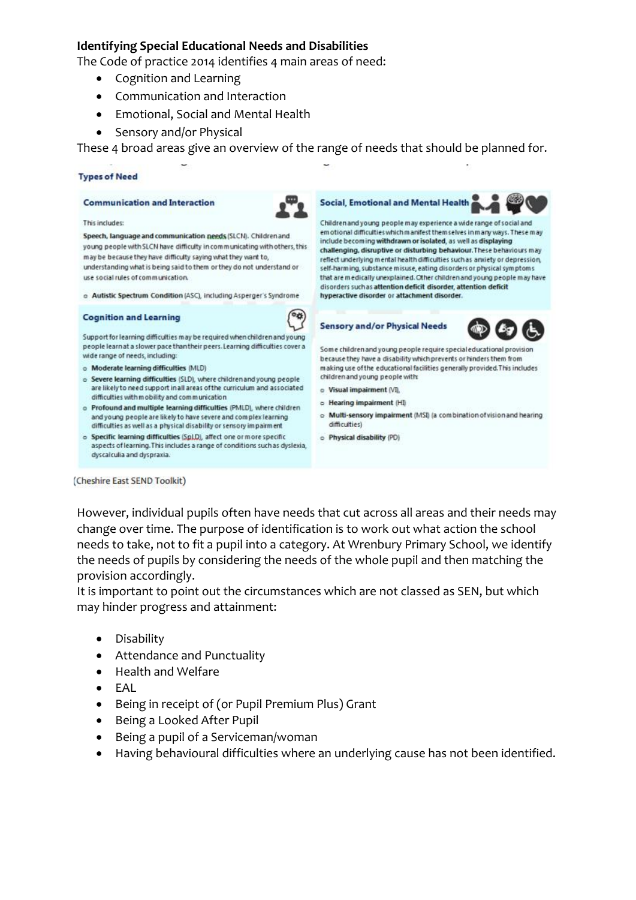**Identifying Special Educational Needs and Disabilities**

The Code of practice 2014 identifies 4 main areas of need:

- Cognition and Learning
- Communication and Interaction
- Emotional, Social and Mental Health
- Sensory and/or Physical

These 4 broad areas give an overview of the range of needs that should be planned for.

**Types of Need**

**Communication and Interaction**

This includes:

**Speech, language and communication needs** (SLCN). Children and young people with SLCN have difficulty in communicating with others, this may be because they have difficulty saying what they want to, understanding what is being said to them or they do not understand or use social rules of communication.

- **Autistic Spectrum Condition** (ASC), including Asperger's Syndrome

**Cognition and Learning**

Support for learning difficulties may be required when children and young people learn at a slower pace than their peers. Learning difficulties cover a wide range of needs, including:

- **Moderate learning difficulties** (MLD)
- **Severe learning difficulties** (SLD), where children and young people are likely to need support in all areas of the curriculum and associated difficulties with mobility and communication
- **Profound and multiple learning difficulties** (PMLD), where children and young people are likely to have severe and complex learning difficulties as well as a physical disability or sensory impairment
- **Specific learning difficulties** (SpLD), affect one or more specific aspects of learning. This includes a range of conditions such as dyslexia, dyscalculia and dyspraxia.

**Social, Emotional and Mental Health**

Children and young people may experience a wide range of social and emotional difficulties which manifest themselves in many ways. These may include becoming **withdrawn or isolated**, as well as **displaying challenging, disruptive or disturbing behaviour**. These behaviours may reflect underlying mental health difficulties such as anxiety or depression, self-harming, substance misuse, eating disorders or physical symptoms that are medically unexplained. Other children and young people may have disorders such as **attention deficit disorder, attention deficit hyperactive disorder** or **attachment disorder**.

**Sensory and/or Physical Needs**

Some children and young people require special educational provision because they have a disability which prevents or hinders them from making use of the educational facilities generally provided. This includes children and young people with:

- **Visual impairment** (VI)
- **Hearing impairment** (HI)
- **Multi-sensory impairment** (MSI) (a combination of vision and hearing difficulties)
- **Physical disability** (PD)

(Cheshire East SEND Toolkit)

However, individual pupils often have needs that cut across all areas and their needs may change over time. The purpose of identification is to work out what action the school needs to take, not to fit a pupil into a category. At Wrenbury Primary School, we identify the needs of pupils by considering the needs of the whole pupil and then matching the provision accordingly.

It is important to point out the circumstances which are not classed as SEN, but which may hinder progress and attainment:

- Disability
- Attendance and Punctuality
- Health and Welfare
- EAL
- Being in receipt of (or Pupil Premium Plus) Grant
- Being a Looked After Pupil
- Being a pupil of a Serviceman/woman
- Having behavioural difficulties where an underlying cause has not been identified.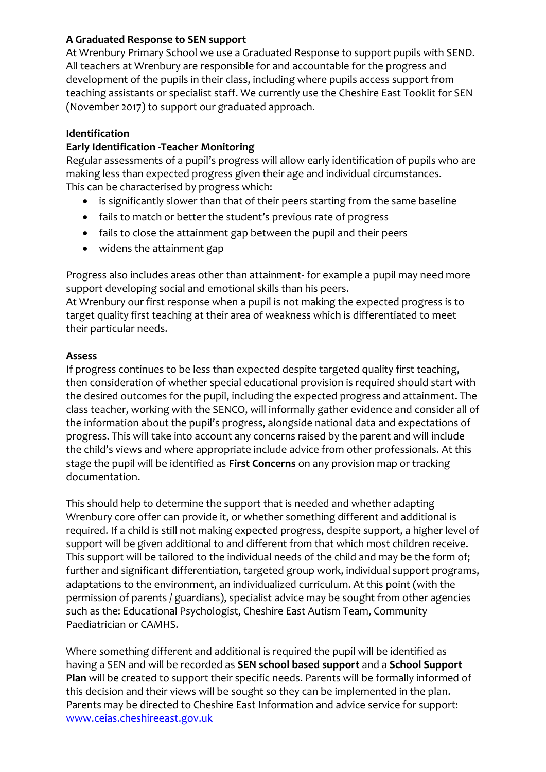**A Graduated Response to SEN support**

At Wrenbury Primary School we use a Graduated Response to support pupils with SEND. All teachers at Wrenbury are responsible for and accountable for the progress and development of the pupils in their class, including where pupils access support from teaching assistants or specialist staff. We currently use the Cheshire East Tooklit for SEN (November 2017) to support our graduated approach.

**Identification**

**Early Identification -Teacher Monitoring**

Regular assessments of a pupil's progress will allow early identification of pupils who are making less than expected progress given their age and individual circumstances. This can be characterised by progress which:

- is significantly slower than that of their peers starting from the same baseline
- fails to match or better the student's previous rate of progress
- fails to close the attainment gap between the pupil and their peers
- widens the attainment gap

Progress also includes areas other than attainment- for example a pupil may need more support developing social and emotional skills than his peers.

At Wrenbury our first response when a pupil is not making the expected progress is to target quality first teaching at their area of weakness which is differentiated to meet their particular needs.

**Assess**

If progress continues to be less than expected despite targeted quality first teaching, then consideration of whether special educational provision is required should start with the desired outcomes for the pupil, including the expected progress and attainment. The class teacher, working with the SENCO, will informally gather evidence and consider all of the information about the pupil's progress, alongside national data and expectations of progress. This will take into account any concerns raised by the parent and will include the child's views and where appropriate include advice from other professionals. At this stage the pupil will be identified as **First Concerns** on any provision map or tracking documentation.

This should help to determine the support that is needed and whether adapting Wrenbury core offer can provide it, or whether something different and additional is required. If a child is still not making expected progress, despite support, a higher level of support will be given additional to and different from that which most children receive. This support will be tailored to the individual needs of the child and may be the form of; further and significant differentiation, targeted group work, individual support programs, adaptations to the environment, an individualized curriculum. At this point (with the permission of parents / guardians), specialist advice may be sought from other agencies such as the: Educational Psychologist, Cheshire East Autism Team, Community Paediatrician or CAMHS.

Where something different and additional is required the pupil will be identified as having a SEN and will be recorded as **SEN school based support** and a **School Support Plan** will be created to support their specific needs. Parents will be formally informed of this decision and their views will be sought so they can be implemented in the plan. Parents may be directed to Cheshire East Information and advice service for support: [www.ceias.cheshireeast.gov.uk](www.ceias.cheshireeast.gov.uk)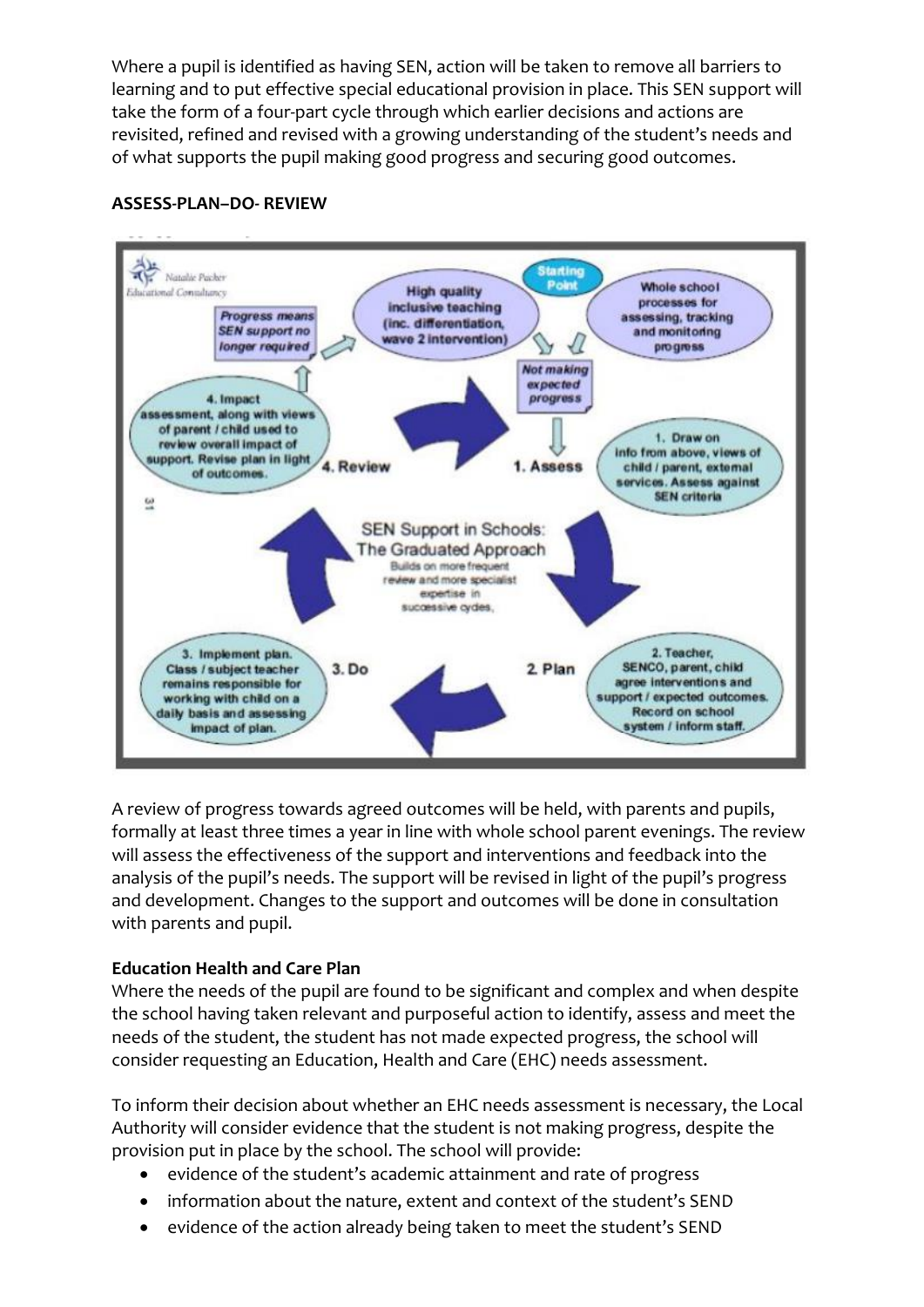Where a pupil is identified as having SEN, action will be taken to remove all barriers to learning and to put effective special educational provision in place. This SEN support will take the form of a four-part cycle through which earlier decisions and actions are revisited, refined and revised with a growing understanding of the student's needs and of what supports the pupil making good progress and securing good outcomes.

**ASSESS-PLAN–DO- REVIEW**

Natalie Packer Educational Consultancy

Starting Point

High quality inclusive teaching (inc. differentiation, wave 2 intervention)

Whole school processes for assessing, tracking and monitoring progress

Progress means SEN support no longer required

Not making expected progress

1. Assess — 1. Draw on info from above, views of child / parent, external services. Assess against SEN criteria

2 Plan — 2. Teacher, SENCO, parent, child agree interventions and support / expected outcomes. Record on school system / inform staff.

3. Do — 3. Implement plan. Class / subject teacher remains responsible for working with child on a daily basis and assessing impact of plan.

4. Review — 4. Impact assessment, along with views of parent / child used to review overall impact of support. Revise plan in light of outcomes.

SEN Support in Schools: The Graduated Approach
Builds on more frequent review and more specialist expertise in successive cycles.

A review of progress towards agreed outcomes will be held, with parents and pupils, formally at least three times a year in line with whole school parent evenings. The review will assess the effectiveness of the support and interventions and feedback into the analysis of the pupil's needs. The support will be revised in light of the pupil's progress and development. Changes to the support and outcomes will be done in consultation with parents and pupil.

**Education Health and Care Plan**

Where the needs of the pupil are found to be significant and complex and when despite the school having taken relevant and purposeful action to identify, assess and meet the needs of the student, the student has not made expected progress, the school will consider requesting an Education, Health and Care (EHC) needs assessment.

To inform their decision about whether an EHC needs assessment is necessary, the Local Authority will consider evidence that the student is not making progress, despite the provision put in place by the school. The school will provide:

- evidence of the student's academic attainment and rate of progress
- information about the nature, extent and context of the student's SEND
- evidence of the action already being taken to meet the student's SEND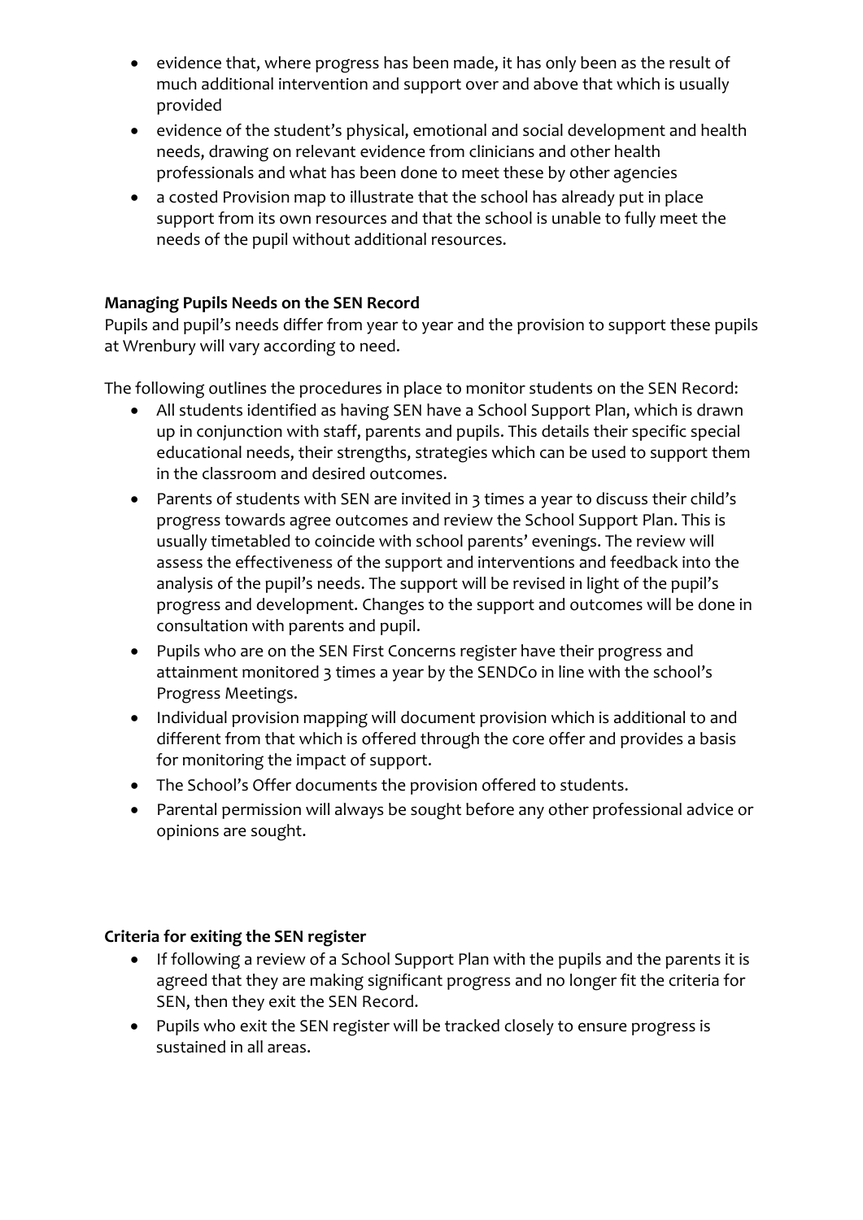- evidence that, where progress has been made, it has only been as the result of much additional intervention and support over and above that which is usually provided
- evidence of the student's physical, emotional and social development and health needs, drawing on relevant evidence from clinicians and other health professionals and what has been done to meet these by other agencies
- a costed Provision map to illustrate that the school has already put in place support from its own resources and that the school is unable to fully meet the needs of the pupil without additional resources.

**Managing Pupils Needs on the SEN Record**

Pupils and pupil's needs differ from year to year and the provision to support these pupils at Wrenbury will vary according to need.

The following outlines the procedures in place to monitor students on the SEN Record:

- All students identified as having SEN have a School Support Plan, which is drawn up in conjunction with staff, parents and pupils. This details their specific special educational needs, their strengths, strategies which can be used to support them in the classroom and desired outcomes.
- Parents of students with SEN are invited in 3 times a year to discuss their child's progress towards agree outcomes and review the School Support Plan. This is usually timetabled to coincide with school parents' evenings. The review will assess the effectiveness of the support and interventions and feedback into the analysis of the pupil's needs. The support will be revised in light of the pupil's progress and development. Changes to the support and outcomes will be done in consultation with parents and pupil.
- Pupils who are on the SEN First Concerns register have their progress and attainment monitored 3 times a year by the SENDCo in line with the school's Progress Meetings.
- Individual provision mapping will document provision which is additional to and different from that which is offered through the core offer and provides a basis for monitoring the impact of support.
- The School's Offer documents the provision offered to students.
- Parental permission will always be sought before any other professional advice or opinions are sought.

**Criteria for exiting the SEN register**

- If following a review of a School Support Plan with the pupils and the parents it is agreed that they are making significant progress and no longer fit the criteria for SEN, then they exit the SEN Record.
- Pupils who exit the SEN register will be tracked closely to ensure progress is sustained in all areas.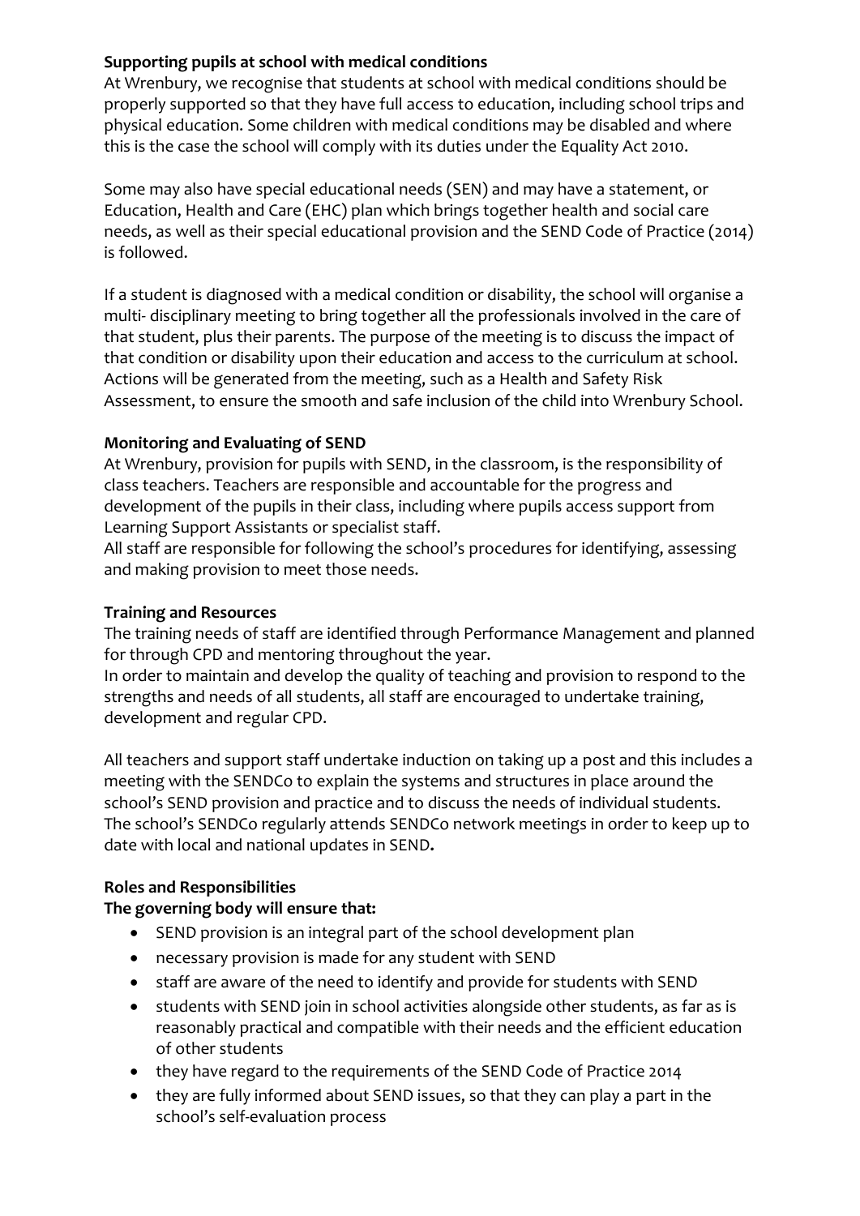**Supporting pupils at school with medical conditions**

At Wrenbury, we recognise that students at school with medical conditions should be properly supported so that they have full access to education, including school trips and physical education. Some children with medical conditions may be disabled and where this is the case the school will comply with its duties under the Equality Act 2010.

Some may also have special educational needs (SEN) and may have a statement, or Education, Health and Care (EHC) plan which brings together health and social care needs, as well as their special educational provision and the SEND Code of Practice (2014) is followed.

If a student is diagnosed with a medical condition or disability, the school will organise a multi- disciplinary meeting to bring together all the professionals involved in the care of that student, plus their parents. The purpose of the meeting is to discuss the impact of that condition or disability upon their education and access to the curriculum at school. Actions will be generated from the meeting, such as a Health and Safety Risk Assessment, to ensure the smooth and safe inclusion of the child into Wrenbury School.

**Monitoring and Evaluating of SEND**

At Wrenbury, provision for pupils with SEND, in the classroom, is the responsibility of class teachers. Teachers are responsible and accountable for the progress and development of the pupils in their class, including where pupils access support from Learning Support Assistants or specialist staff.

All staff are responsible for following the school's procedures for identifying, assessing and making provision to meet those needs.

**Training and Resources**

The training needs of staff are identified through Performance Management and planned for through CPD and mentoring throughout the year.

In order to maintain and develop the quality of teaching and provision to respond to the strengths and needs of all students, all staff are encouraged to undertake training, development and regular CPD.

All teachers and support staff undertake induction on taking up a post and this includes a meeting with the SENDCo to explain the systems and structures in place around the school's SEND provision and practice and to discuss the needs of individual students. The school's SENDCo regularly attends SENDCo network meetings in order to keep up to date with local and national updates in SEND**.**

**Roles and Responsibilities**

**The governing body will ensure that:**

- SEND provision is an integral part of the school development plan
- necessary provision is made for any student with SEND
- staff are aware of the need to identify and provide for students with SEND
- students with SEND join in school activities alongside other students, as far as is reasonably practical and compatible with their needs and the efficient education of other students
- they have regard to the requirements of the SEND Code of Practice 2014
- they are fully informed about SEND issues, so that they can play a part in the school's self-evaluation process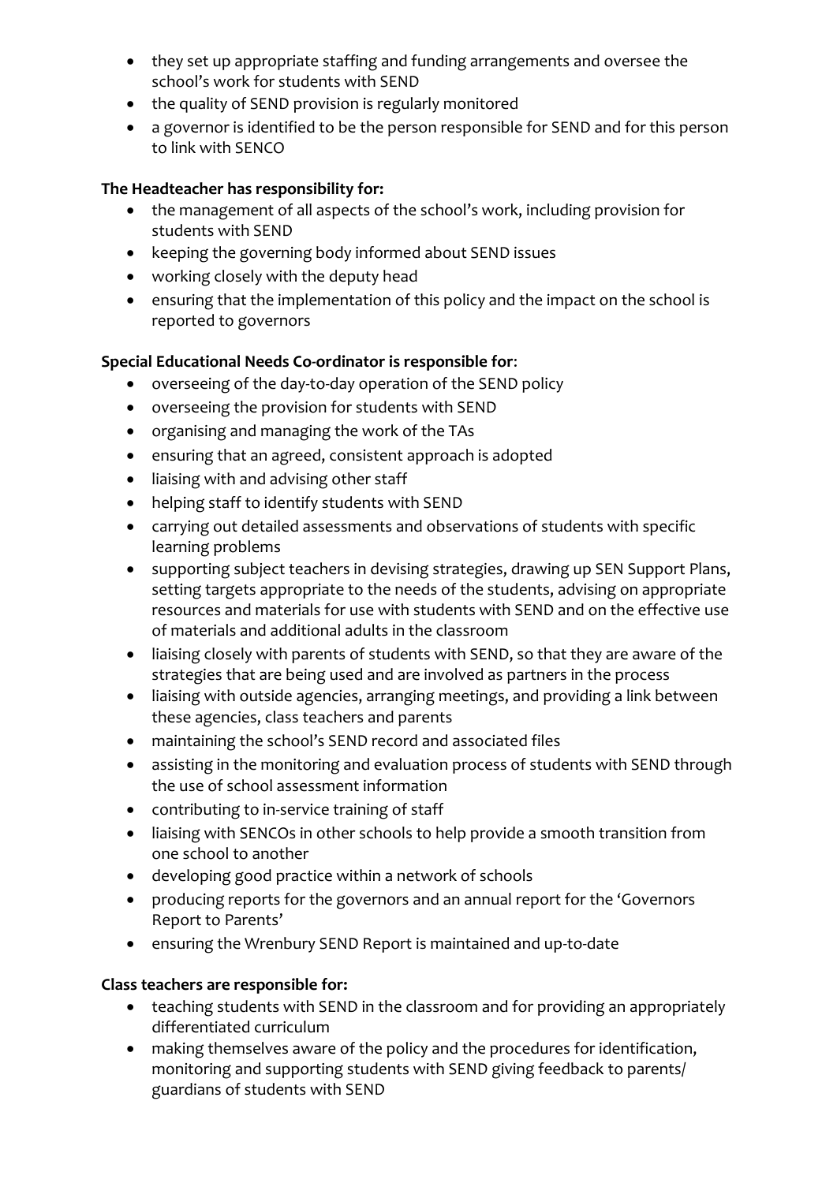- they set up appropriate staffing and funding arrangements and oversee the school's work for students with SEND
- the quality of SEND provision is regularly monitored
- a governor is identified to be the person responsible for SEND and for this person to link with SENCO

**The Headteacher has responsibility for:**

- the management of all aspects of the school's work, including provision for students with SEND
- keeping the governing body informed about SEND issues
- working closely with the deputy head
- ensuring that the implementation of this policy and the impact on the school is reported to governors

**Special Educational Needs Co-ordinator is responsible for**:

- overseeing of the day-to-day operation of the SEND policy
- overseeing the provision for students with SEND
- organising and managing the work of the TAs
- ensuring that an agreed, consistent approach is adopted
- liaising with and advising other staff
- helping staff to identify students with SEND
- carrying out detailed assessments and observations of students with specific learning problems
- supporting subject teachers in devising strategies, drawing up SEN Support Plans, setting targets appropriate to the needs of the students, advising on appropriate resources and materials for use with students with SEND and on the effective use of materials and additional adults in the classroom
- liaising closely with parents of students with SEND, so that they are aware of the strategies that are being used and are involved as partners in the process
- liaising with outside agencies, arranging meetings, and providing a link between these agencies, class teachers and parents
- maintaining the school's SEND record and associated files
- assisting in the monitoring and evaluation process of students with SEND through the use of school assessment information
- contributing to in-service training of staff
- liaising with SENCOs in other schools to help provide a smooth transition from one school to another
- developing good practice within a network of schools
- producing reports for the governors and an annual report for the 'Governors Report to Parents'
- ensuring the Wrenbury SEND Report is maintained and up-to-date

**Class teachers are responsible for:**

- teaching students with SEND in the classroom and for providing an appropriately differentiated curriculum
- making themselves aware of the policy and the procedures for identification, monitoring and supporting students with SEND giving feedback to parents/ guardians of students with SEND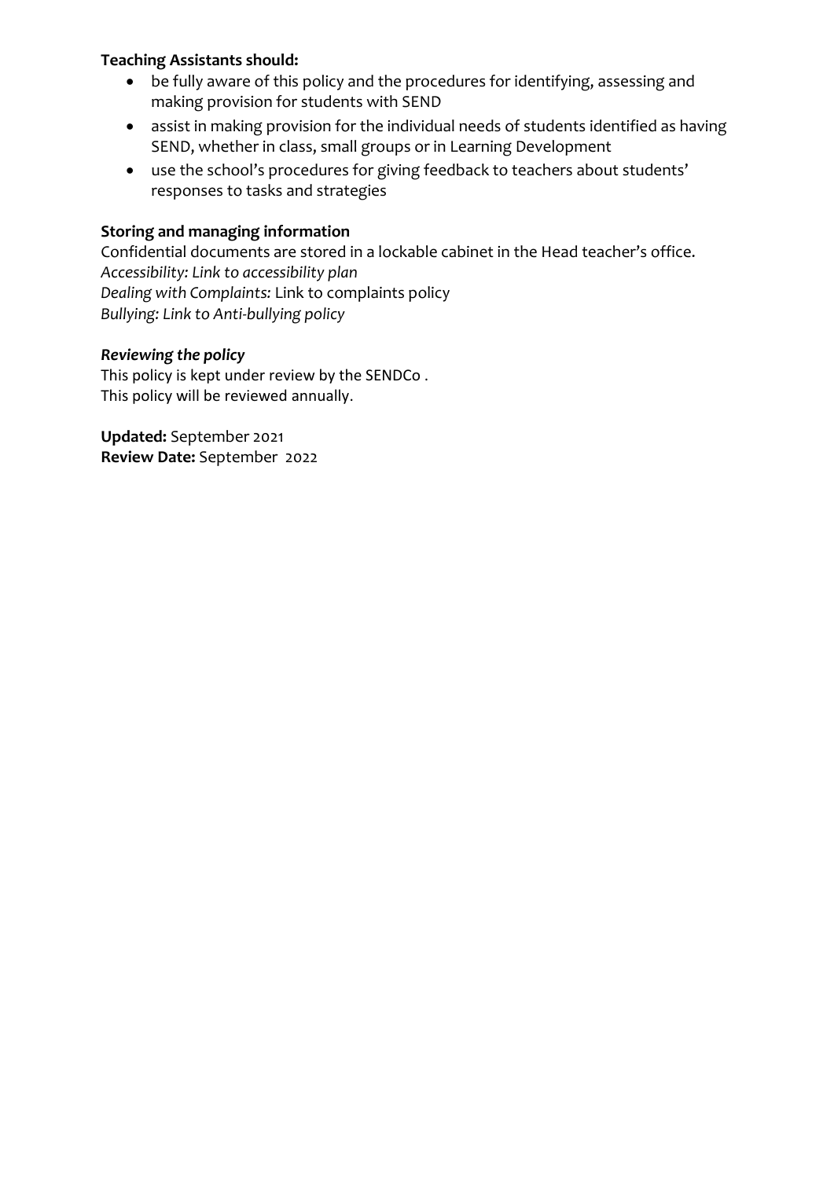**Teaching Assistants should:**

- be fully aware of this policy and the procedures for identifying, assessing and making provision for students with SEND
- assist in making provision for the individual needs of students identified as having SEND, whether in class, small groups or in Learning Development
- use the school's procedures for giving feedback to teachers about students' responses to tasks and strategies

**Storing and managing information**

Confidential documents are stored in a lockable cabinet in the Head teacher's office.
*Accessibility: Link to accessibility plan*
*Dealing with Complaints:* Link to complaints policy
*Bullying: Link to Anti-bullying policy*

***Reviewing the policy***

This policy is kept under review by the SENDCo .
This policy will be reviewed annually.

**Updated:** September 2021
**Review Date:** September 2022